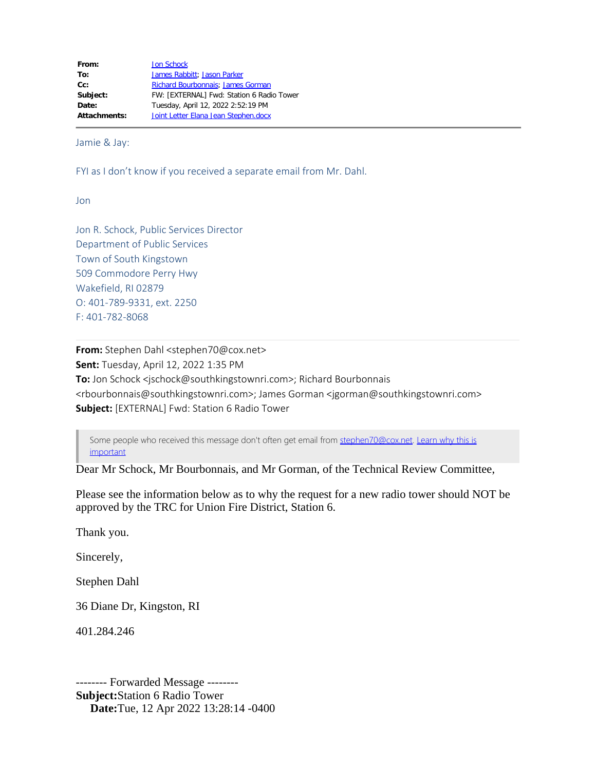**From:** Jon Schock
**To:** James Rabbitt; Jason Parker
**Cc:** Richard Bourbonnais; James Gorman
**Subject:** FW: [EXTERNAL] Fwd: Station 6 Radio Tower
**Date:** Tuesday, April 12, 2022 2:52:19 PM
**Attachments:** Joint Letter Elana Jean Stephen.docx

---

Jamie & Jay:

FYI as I don't know if you received a separate email from Mr. Dahl.

Jon

Jon R. Schock, Public Services Director
Department of Public Services
Town of South Kingstown
509 Commodore Perry Hwy
Wakefield, RI 02879
O: 401-789-9331, ext. 2250
F: 401-782-8068

---

**From:** Stephen Dahl <stephen70@cox.net>
**Sent:** Tuesday, April 12, 2022 1:35 PM
**To:** Jon Schock <jschock@southkingstownri.com>; Richard Bourbonnais <rbourbonnais@southkingstownri.com>; James Gorman <jgorman@southkingstownri.com>
**Subject:** [EXTERNAL] Fwd: Station 6 Radio Tower

> Some people who received this message don't often get email from stephen70@cox.net. Learn why this is important

Dear Mr Schock, Mr Bourbonnais, and Mr Gorman, of the Technical Review Committee,

Please see the information below as to why the request for a new radio tower should NOT be approved by the TRC for Union Fire District, Station 6.

Thank you.

Sincerely,

Stephen Dahl

36 Diane Dr, Kingston, RI

401.284.246

-------- Forwarded Message --------
**Subject:** Station 6 Radio Tower
**Date:** Tue, 12 Apr 2022 13:28:14 -0400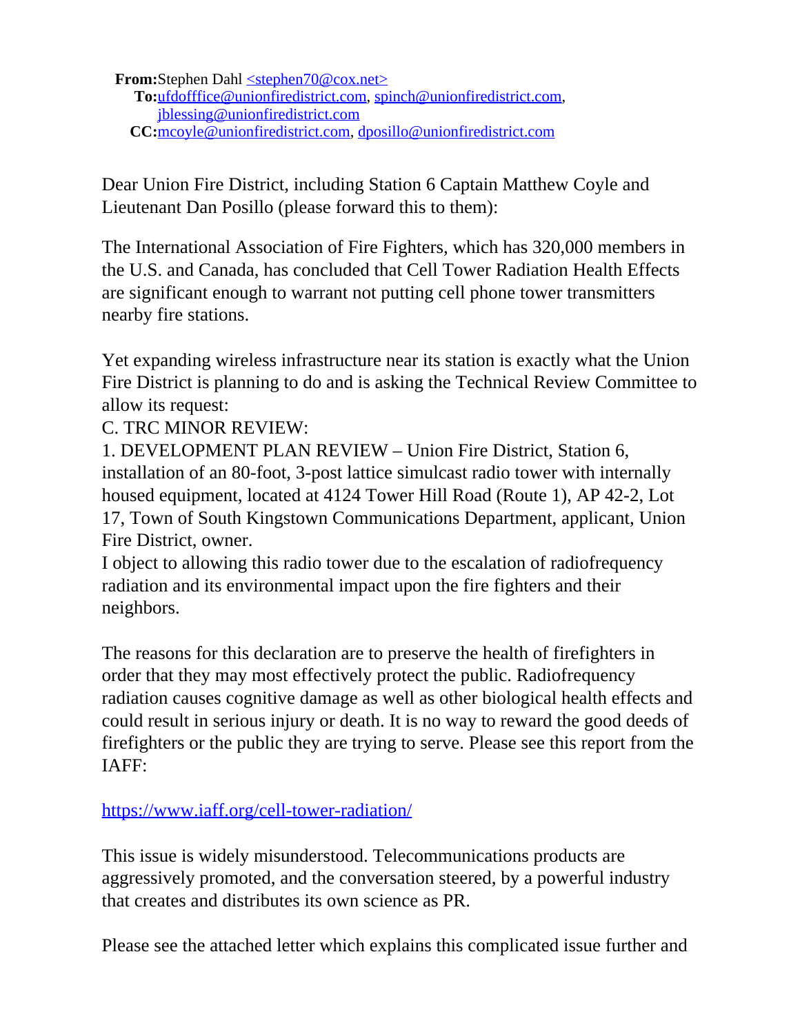**From:** Stephen Dahl <stephen70@cox.net>
**To:** ufdofffice@unionfiredistrict.com, spinch@unionfiredistrict.com, jblessing@unionfiredistrict.com
**CC:** mcoyle@unionfiredistrict.com, dposillo@unionfiredistrict.com

Dear Union Fire District, including Station 6 Captain Matthew Coyle and Lieutenant Dan Posillo (please forward this to them):

The International Association of Fire Fighters, which has 320,000 members in the U.S. and Canada, has concluded that Cell Tower Radiation Health Effects are significant enough to warrant not putting cell phone tower transmitters nearby fire stations.

Yet expanding wireless infrastructure near its station is exactly what the Union Fire District is planning to do and is asking the Technical Review Committee to allow its request:

C. TRC MINOR REVIEW:

1. DEVELOPMENT PLAN REVIEW – Union Fire District, Station 6, installation of an 80-foot, 3-post lattice simulcast radio tower with internally housed equipment, located at 4124 Tower Hill Road (Route 1), AP 42-2, Lot 17, Town of South Kingstown Communications Department, applicant, Union Fire District, owner.

I object to allowing this radio tower due to the escalation of radiofrequency radiation and its environmental impact upon the fire fighters and their neighbors.

The reasons for this declaration are to preserve the health of firefighters in order that they may most effectively protect the public. Radiofrequency radiation causes cognitive damage as well as other biological health effects and could result in serious injury or death. It is no way to reward the good deeds of firefighters or the public they are trying to serve. Please see this report from the IAFF:

https://www.iaff.org/cell-tower-radiation/

This issue is widely misunderstood. Telecommunications products are aggressively promoted, and the conversation steered, by a powerful industry that creates and distributes its own science as PR.

Please see the attached letter which explains this complicated issue further and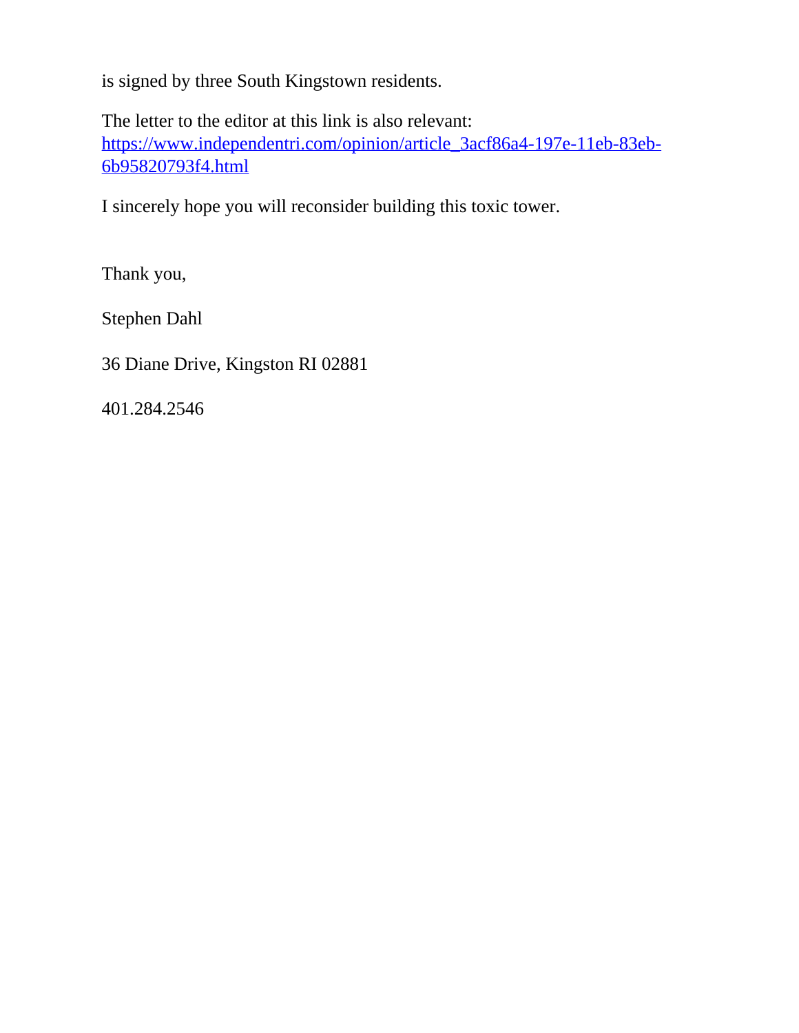is signed by three South Kingstown residents.

The letter to the editor at this link is also relevant: [https://www.independentri.com/opinion/article_3acf86a4-197e-11eb-83eb-6b95820793f4.html](https://www.independentri.com/opinion/article_3acf86a4-197e-11eb-83eb-6b95820793f4.html)

I sincerely hope you will reconsider building this toxic tower.

Thank you,

Stephen Dahl

36 Diane Drive, Kingston RI 02881

401.284.2546